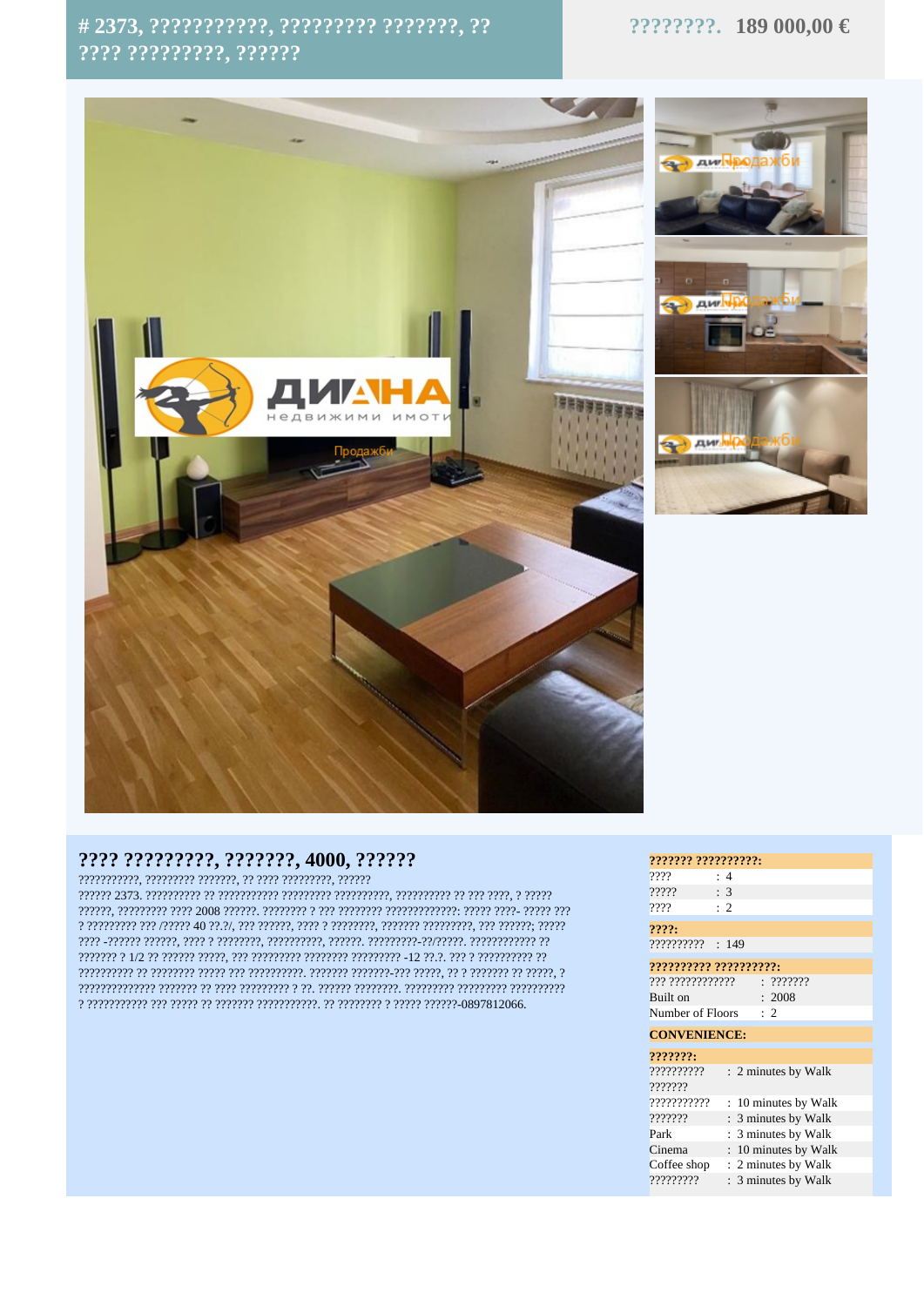# # 2373, ???????????, ????????? ???????, ?? ???? ?????????, ??????

????????. 189 000,00 €

## ???? ?????????, ???????, 4000, ??????

???????????, ????????? ???????, ?? ???? ?????????, ??????

?????? 2373. ????????? ?? ?????????? ???????? ?????????, ????????? ?? ??? ????, ? ????? ??????, ????????? ???? 2008 ??????. ??????? ? ??? ??????? ????????????: ????? ????- ????? ??? ? ????????? ??? /????? 40 ??.?/, ??? ??????, ???? ? ????????, ??????? ?????????, ??? ??????; ????? ???? -?????? ??????, ???? ? ????????, ?????????, ??????. ?????????-??/?????. ??????????? ?? ??????? ? 1/2 ?? ?????? ?????, ??? ????????? ??????? ????????? -12 ??.?. ??? ? ????????? ?? ????????? ?? ??????? ????? ??? ?????????. ??????? ???????-??? ?????, ?? ? ??????? ?? ?????, ? ?????????????? ??????? ?? ???? ????????? ? ??. ?????? ????????. ????????? ????????? ????????? ? ?????????? ??? ????? ?? ??????? ??????????. ?? ???????? ? ????? ??????-0897812066.

| ??????? ??????????: | |
|---|---|
| ???? | : 4 |
| ????? | : 3 |
| ???? | : 2 |

| ????: | |
|---|---|
| ????????? | : 149 |

| ?????????? ??????????: | |
|---|---|
| ??? ???????????? | : ??????? |
| Built on | : 2008 |
| Number of Floors | : 2 |

**CONVENIENCE:**

| ???????: | |
|---|---|
| ????????? ??????? | : 2 minutes by Walk |
| ?????????? | : 10 minutes by Walk |
| ?????? | : 3 minutes by Walk |
| Park | : 3 minutes by Walk |
| Cinema | : 10 minutes by Walk |
| Coffee shop | : 2 minutes by Walk |
| ????????? | : 3 minutes by Walk |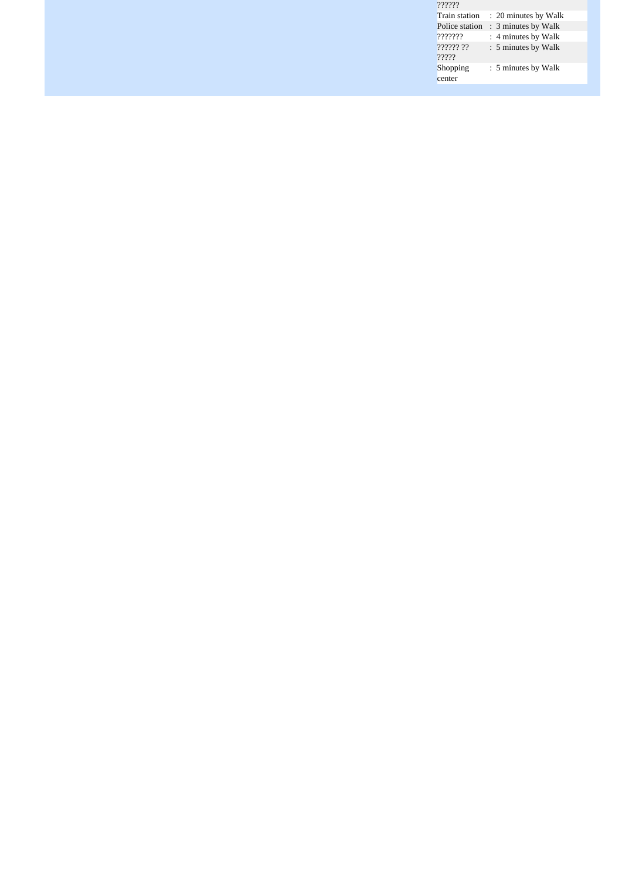| | |
|---|---|
| ?????? | |
| Train station | : 20 minutes by Walk |
| Police station | : 3 minutes by Walk |
| ??????? | : 4 minutes by Walk |
| ?????? ?? ????? | : 5 minutes by Walk |
| Shopping center | : 5 minutes by Walk |